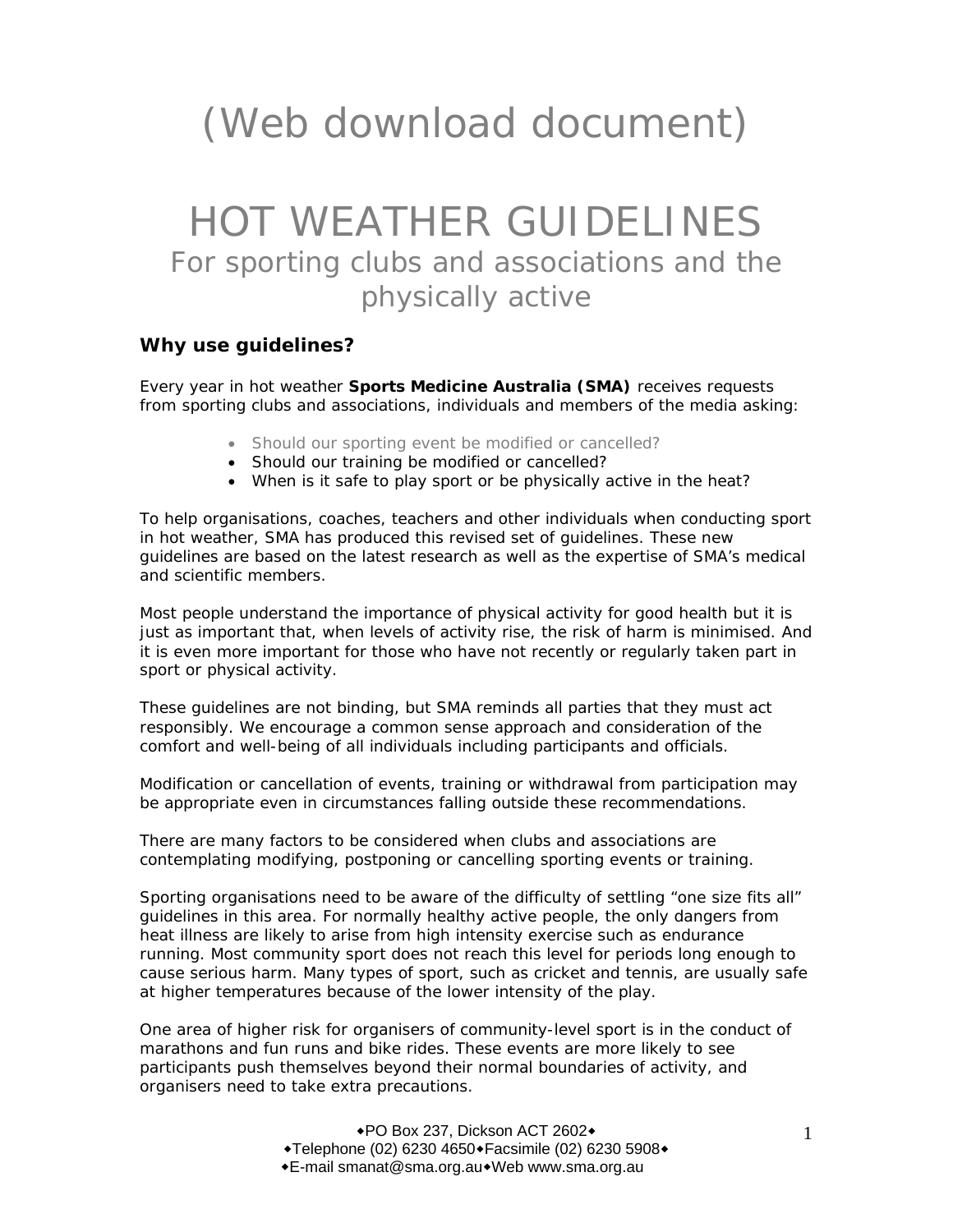(Web download document)

# HOT WEATHER GUIDELINES

## For sporting clubs and associations and the physically active

### Why use guidelines?

Every year in hot weather **Sports Medicine Australia (SMA)** receives requests from sporting clubs and associations, individuals and members of the media asking:

- Should our sporting event be modified or cancelled?
- Should our training be modified or cancelled?
- When is it safe to play sport or be physically active in the heat?

To help organisations, coaches, teachers and other individuals when conducting sport in hot weather, SMA has produced this revised set of guidelines. These new guidelines are based on the latest research as well as the expertise of SMA's medical and scientific members.

Most people understand the importance of physical activity for good health but it is just as important that, when levels of activity rise, the risk of harm is minimised. And it is even more important for those who have not recently or regularly taken part in sport or physical activity.

These guidelines are not binding, but SMA reminds all parties that they must act responsibly. We encourage a common sense approach and consideration of the comfort and well-being of all individuals including participants and officials.

Modification or cancellation of events, training or withdrawal from participation may be appropriate even in circumstances falling outside these recommendations.

There are many factors to be considered when clubs and associations are contemplating modifying, postponing or cancelling sporting events or training.

Sporting organisations need to be aware of the difficulty of settling "one size fits all" guidelines in this area. For normally healthy active people, the only dangers from heat illness are likely to arise from high intensity exercise such as endurance running. Most community sport does not reach this level for periods long enough to cause serious harm. Many types of sport, such as cricket and tennis, are usually safe at higher temperatures because of the lower intensity of the play.

One area of higher risk for organisers of community-level sport is in the conduct of marathons and fun runs and bike rides. These events are more likely to see participants push themselves beyond their normal boundaries of activity, and organisers need to take extra precautions.

◆PO Box 237, Dickson ACT 2602◆
◆Telephone (02) 6230 4650◆Facsimile (02) 6230 5908◆
◆E-mail smanat@sma.org.au◆Web www.sma.org.au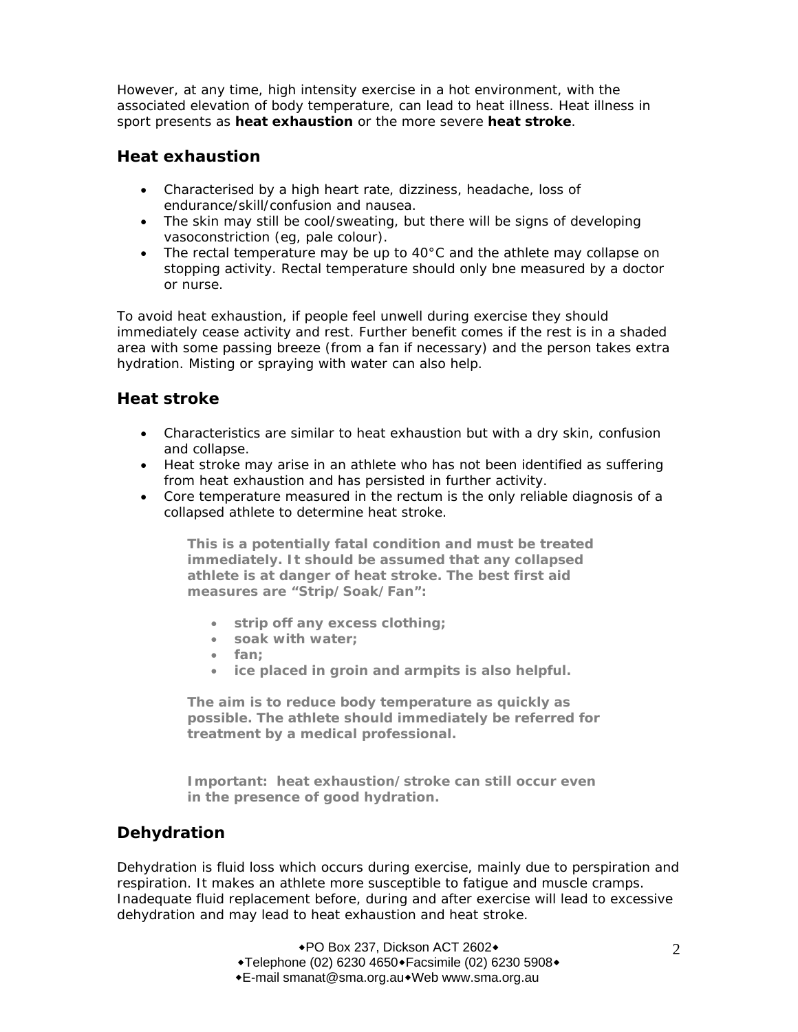However, at any time, high intensity exercise in a hot environment, with the associated elevation of body temperature, can lead to heat illness. Heat illness in sport presents as **heat exhaustion** or the more severe **heat stroke**.

## Heat exhaustion

- Characterised by a high heart rate, dizziness, headache, loss of endurance/skill/confusion and nausea.
- The skin may still be cool/sweating, but there will be signs of developing vasoconstriction (eg, pale colour).
- The rectal temperature may be up to 40°C and the athlete may collapse on stopping activity. Rectal temperature should only bne measured by a doctor or nurse.

To avoid heat exhaustion, if people feel unwell during exercise they should immediately cease activity and rest. Further benefit comes if the rest is in a shaded area with some passing breeze (from a fan if necessary) and the person takes extra hydration. Misting or spraying with water can also help.

## Heat stroke

- Characteristics are similar to heat exhaustion but with a dry skin, confusion and collapse.
- Heat stroke may arise in an athlete who has not been identified as suffering from heat exhaustion and has persisted in further activity.
- Core temperature measured in the rectum is the only reliable diagnosis of a collapsed athlete to determine heat stroke.

> **This is a potentially fatal condition and must be treated immediately. It should be assumed that any collapsed athlete is at danger of heat stroke. The best first aid measures are "Strip/Soak/Fan":**
>
> - **strip off any excess clothing;**
> - **soak with water;**
> - **fan;**
> - **ice placed in groin and armpits is also helpful.**
>
> **The aim is to reduce body temperature as quickly as possible. The athlete should immediately be referred for treatment by a medical professional.**
>
> **Important: heat exhaustion/stroke can still occur even in the presence of good hydration.**

## Dehydration

Dehydration is fluid loss which occurs during exercise, mainly due to perspiration and respiration. It makes an athlete more susceptible to fatigue and muscle cramps. Inadequate fluid replacement before, during and after exercise will lead to excessive dehydration and may lead to heat exhaustion and heat stroke.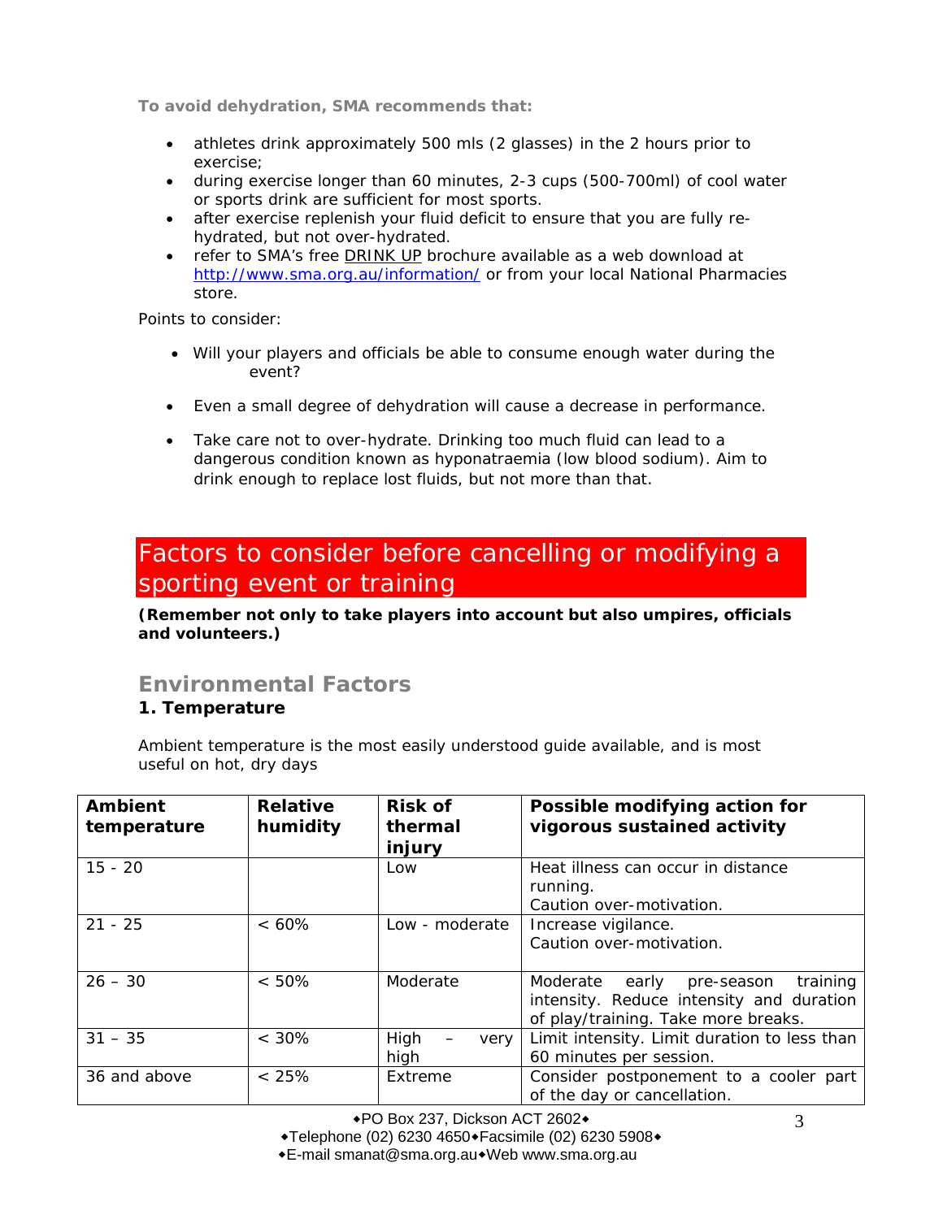**To avoid dehydration, SMA recommends that:**

- athletes drink approximately 500 mls (2 glasses) in the 2 hours prior to exercise;
- during exercise longer than 60 minutes, 2-3 cups (500-700ml) of cool water or sports drink are sufficient for most sports.
- after exercise replenish your fluid deficit to ensure that you are fully re-hydrated, but not over-hydrated.
- refer to SMA's free DRINK UP brochure available as a web download at http://www.sma.org.au/information/ or from your local National Pharmacies store.

Points to consider:

- Will your players and officials be able to consume enough water during the event?
- Even a small degree of dehydration will cause a decrease in performance.
- Take care not to over-hydrate. Drinking too much fluid can lead to a dangerous condition known as hyponatraemia (low blood sodium). Aim to drink enough to replace lost fluids, but not more than that.

# Factors to consider before cancelling or modifying a sporting event or training

**(Remember not only to take players into account but also umpires, officials and volunteers.)**

## Environmental Factors

### 1. Temperature

Ambient temperature is the most easily understood guide available, and is most useful on hot, dry days

| Ambient temperature | Relative humidity | Risk of thermal injury | Possible modifying action for vigorous sustained activity |
|---|---|---|---|
| 15 - 20 | | Low | Heat illness can occur in distance running. Caution over-motivation. |
| 21 - 25 | < 60% | Low - moderate | Increase vigilance. Caution over-motivation. |
| 26 – 30 | < 50% | Moderate | Moderate early pre-season training intensity. Reduce intensity and duration of play/training. Take more breaks. |
| 31 – 35 | < 30% | High – very high | Limit intensity. Limit duration to less than 60 minutes per session. |
| 36 and above | < 25% | Extreme | Consider postponement to a cooler part of the day or cancellation. |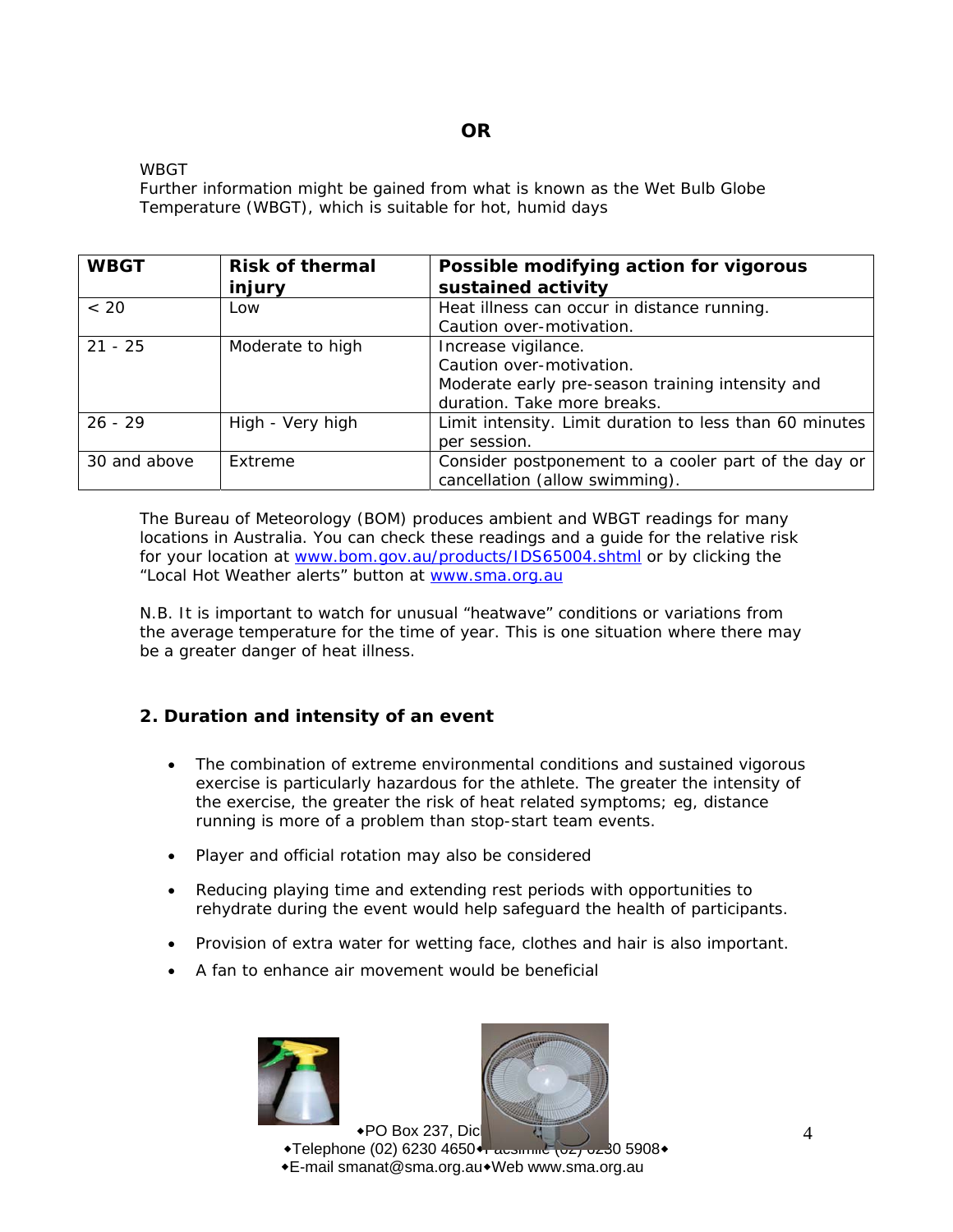**OR**

WBGT
Further information might be gained from what is known as the Wet Bulb Globe Temperature (WBGT), which is suitable for hot, humid days

| WBGT | Risk of thermal injury | Possible modifying action for vigorous sustained activity |
|---|---|---|
| < 20 | Low | Heat illness can occur in distance running. Caution over-motivation. |
| 21 - 25 | Moderate to high | Increase vigilance. Caution over-motivation. Moderate early pre-season training intensity and duration. Take more breaks. |
| 26 - 29 | High - Very high | Limit intensity. Limit duration to less than 60 minutes per session. |
| 30 and above | Extreme | Consider postponement to a cooler part of the day or cancellation (allow swimming). |

The Bureau of Meteorology (BOM) produces ambient and WBGT readings for many locations in Australia. You can check these readings and a guide for the relative risk for your location at www.bom.gov.au/products/IDS65004.shtml or by clicking the "Local Hot Weather alerts" button at www.sma.org.au

N.B. It is important to watch for unusual "heatwave" conditions or variations from the average temperature for the time of year. This is one situation where there may be a greater danger of heat illness.

## 2. Duration and intensity of an event

- The combination of extreme environmental conditions and sustained vigorous exercise is particularly hazardous for the athlete. The greater the intensity of the exercise, the greater the risk of heat related symptoms; eg, distance running is more of a problem than stop-start team events.
- Player and official rotation may also be considered
- Reducing playing time and extending rest periods with opportunities to rehydrate during the event would help safeguard the health of participants.
- Provision of extra water for wetting face, clothes and hair is also important.
- A fan to enhance air movement would be beneficial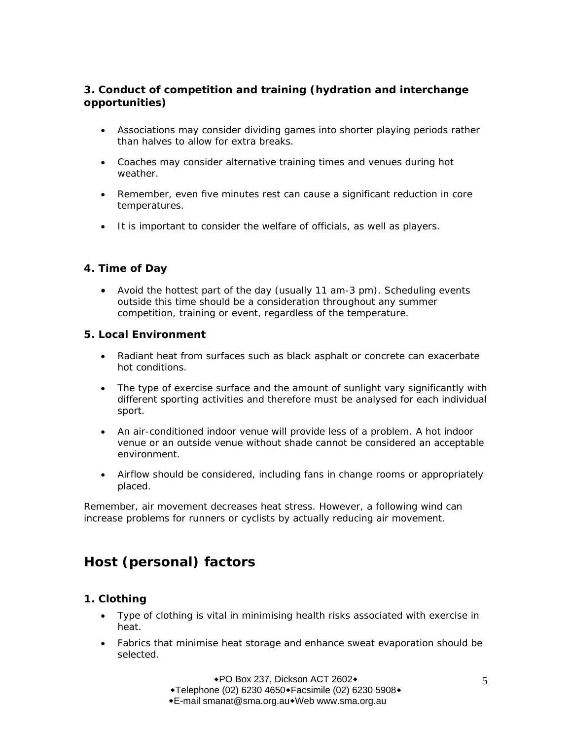### 3. Conduct of competition and training (hydration and interchange opportunities)

- Associations may consider dividing games into shorter playing periods rather than halves to allow for extra breaks.
- Coaches may consider alternative training times and venues during hot weather.
- Remember, even five minutes rest can cause a significant reduction in core temperatures.
- It is important to consider the welfare of officials, as well as players.

### 4. Time of Day

- Avoid the hottest part of the day (usually 11 am-3 pm). Scheduling events outside this time should be a consideration throughout any summer competition, training or event, regardless of the temperature.

### 5. Local Environment

- Radiant heat from surfaces such as black asphalt or concrete can exacerbate hot conditions.
- The type of exercise surface and the amount of sunlight vary significantly with different sporting activities and therefore must be analysed for each individual sport.
- An air-conditioned indoor venue will provide less of a problem. A hot indoor venue or an outside venue without shade cannot be considered an acceptable environment.
- Airflow should be considered, including fans in change rooms or appropriately placed.

Remember, air movement decreases heat stress. However, a following wind can increase problems for runners or cyclists by actually reducing air movement.

## Host (personal) factors

### 1. Clothing

- Type of clothing is vital in minimising health risks associated with exercise in heat.
- Fabrics that minimise heat storage and enhance sweat evaporation should be selected.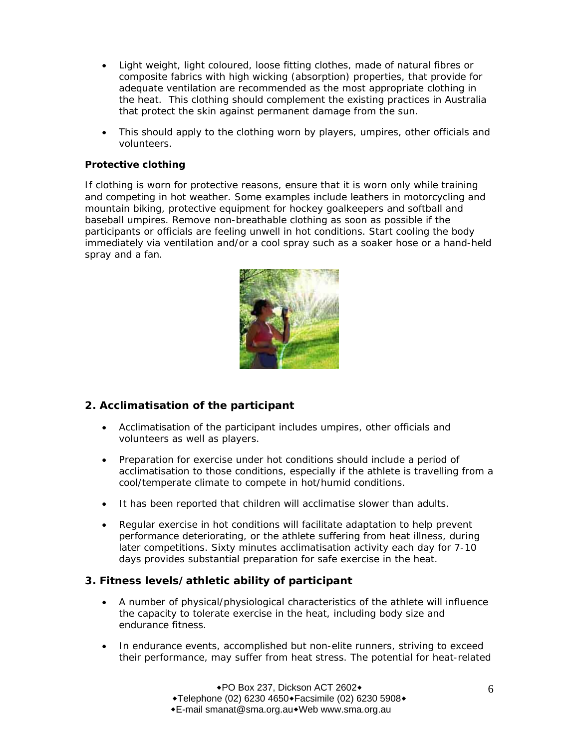- Light weight, light coloured, loose fitting clothes, made of natural fibres or composite fabrics with high wicking (absorption) properties, that provide for adequate ventilation are recommended as the most appropriate clothing in the heat. This clothing should complement the existing practices in Australia that protect the skin against permanent damage from the sun.
- This should apply to the clothing worn by players, umpires, other officials and volunteers.

**Protective clothing**

If clothing is worn for protective reasons, ensure that it is worn only while training and competing in hot weather. Some examples include leathers in motorcycling and mountain biking, protective equipment for hockey goalkeepers and softball and baseball umpires. Remove non-breathable clothing as soon as possible if the participants or officials are feeling unwell in hot conditions. Start cooling the body immediately via ventilation and/or a cool spray such as a soaker hose or a hand-held spray and a fan.

## 2. Acclimatisation of the participant

- Acclimatisation of the participant includes umpires, other officials and volunteers as well as players.
- Preparation for exercise under hot conditions should include a period of acclimatisation to those conditions, especially if the athlete is travelling from a cool/temperate climate to compete in hot/humid conditions.
- It has been reported that children will acclimatise slower than adults.
- Regular exercise in hot conditions will facilitate adaptation to help prevent performance deteriorating, or the athlete suffering from heat illness, during later competitions. Sixty minutes acclimatisation activity each day for 7-10 days provides substantial preparation for safe exercise in the heat.

## 3. Fitness levels/athletic ability of participant

- A number of physical/physiological characteristics of the athlete will influence the capacity to tolerate exercise in the heat, including body size and endurance fitness.
- In endurance events, accomplished but non-elite runners, striving to exceed their performance, may suffer from heat stress. The potential for heat-related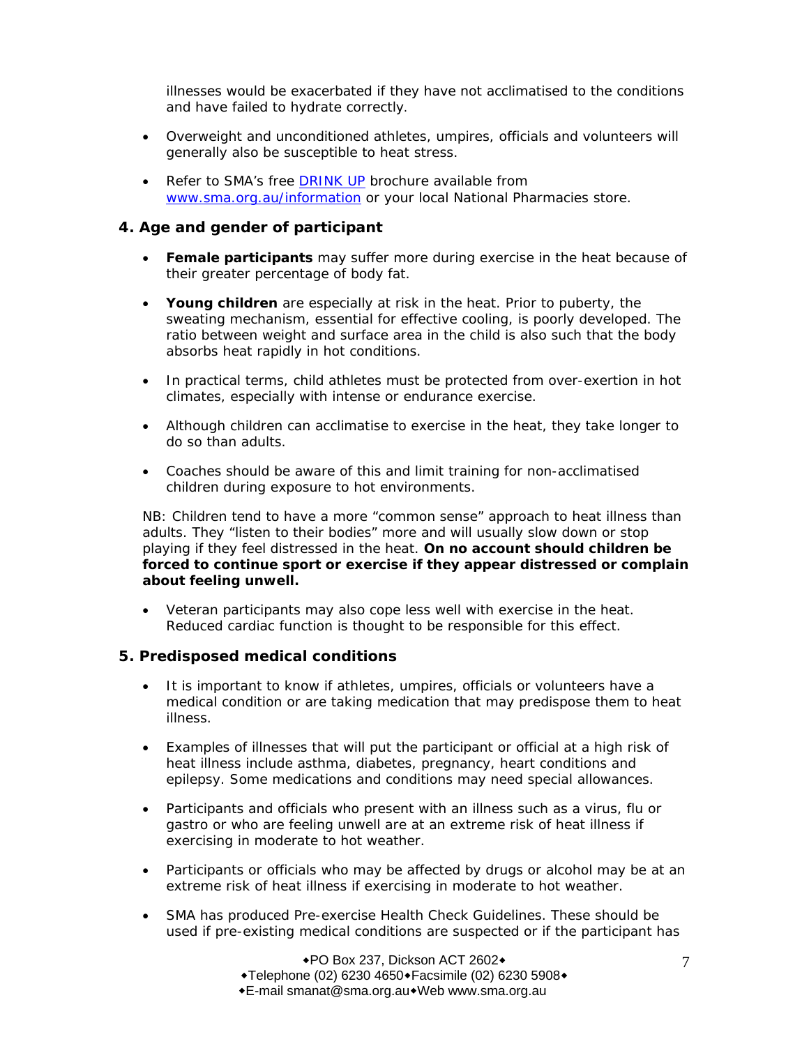illnesses would be exacerbated if they have not acclimatised to the conditions and have failed to hydrate correctly.

- Overweight and unconditioned athletes, umpires, officials and volunteers will generally also be susceptible to heat stress.
- Refer to SMA's free [DRINK UP](www.sma.org.au/information) brochure available from [www.sma.org.au/information](www.sma.org.au/information) or your local National Pharmacies store.

## 4. Age and gender of participant

- **Female participants** may suffer more during exercise in the heat because of their greater percentage of body fat.
- **Young children** are especially at risk in the heat. Prior to puberty, the sweating mechanism, essential for effective cooling, is poorly developed. The ratio between weight and surface area in the child is also such that the body absorbs heat rapidly in hot conditions.
- In practical terms, child athletes must be protected from over-exertion in hot climates, especially with intense or endurance exercise.
- Although children can acclimatise to exercise in the heat, they take longer to do so than adults.
- Coaches should be aware of this and limit training for non-acclimatised children during exposure to hot environments.

NB: Children tend to have a more "common sense" approach to heat illness than adults. They "listen to their bodies" more and will usually slow down or stop playing if they feel distressed in the heat. **On no account should children be forced to continue sport or exercise if they appear distressed or complain about feeling unwell.**

- Veteran participants may also cope less well with exercise in the heat. Reduced cardiac function is thought to be responsible for this effect.

## 5. Predisposed medical conditions

- It is important to know if athletes, umpires, officials or volunteers have a medical condition or are taking medication that may predispose them to heat illness.
- Examples of illnesses that will put the participant or official at a high risk of heat illness include asthma, diabetes, pregnancy, heart conditions and epilepsy. Some medications and conditions may need special allowances.
- Participants and officials who present with an illness such as a virus, flu or gastro or who are feeling unwell are at an extreme risk of heat illness if exercising in moderate to hot weather.
- Participants or officials who may be affected by drugs or alcohol may be at an extreme risk of heat illness if exercising in moderate to hot weather.
- SMA has produced Pre-exercise Health Check Guidelines. These should be used if pre-existing medical conditions are suspected or if the participant has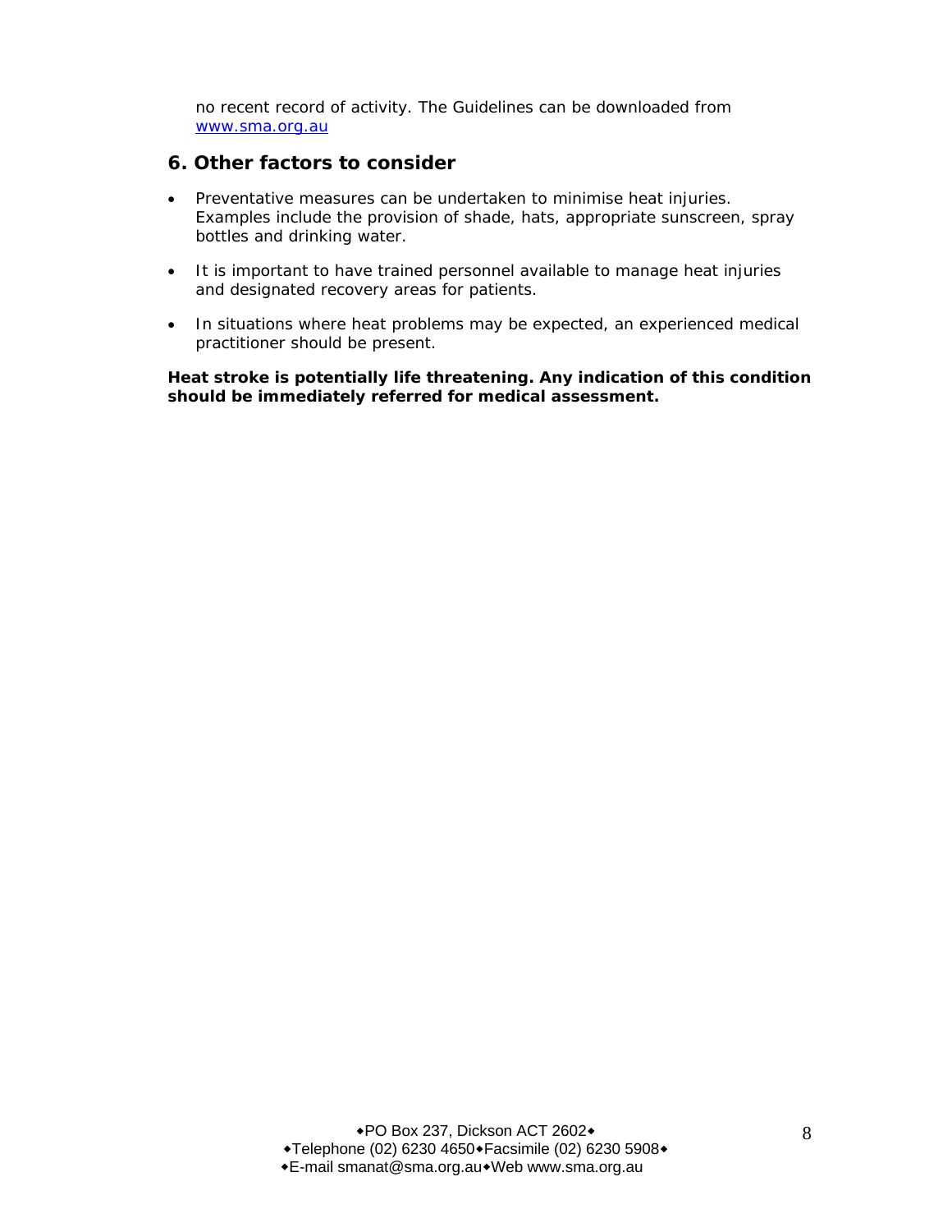no recent record of activity. The Guidelines can be downloaded from [www.sma.org.au](http://www.sma.org.au)

## 6. Other factors to consider

- Preventative measures can be undertaken to minimise heat injuries. Examples include the provision of shade, hats, appropriate sunscreen, spray bottles and drinking water.
- It is important to have trained personnel available to manage heat injuries and designated recovery areas for patients.
- In situations where heat problems may be expected, an experienced medical practitioner should be present.

**Heat stroke is potentially life threatening. Any indication of this condition should be immediately referred for medical assessment.**